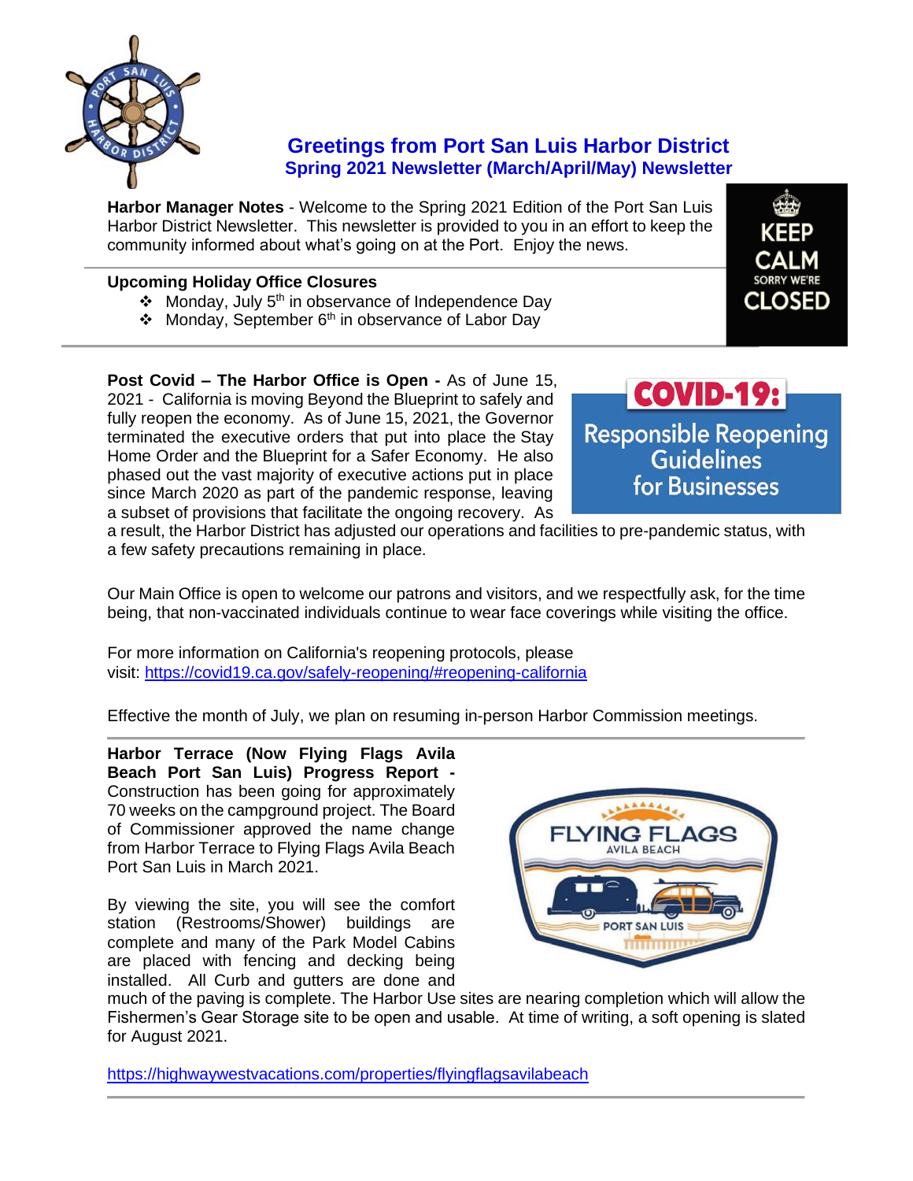# Greetings from Port San Luis Harbor District

## Spring 2021 Newsletter (March/April/May) Newsletter

**Harbor Manager Notes** - Welcome to the Spring 2021 Edition of the Port San Luis Harbor District Newsletter. This newsletter is provided to you in an effort to keep the community informed about what's going on at the Port. Enjoy the news.

**Upcoming Holiday Office Closures**

- Monday, July 5th in observance of Independence Day
- Monday, September 6th in observance of Labor Day

**Post Covid – The Harbor Office is Open -** As of June 15, 2021 - California is moving Beyond the Blueprint to safely and fully reopen the economy. As of June 15, 2021, the Governor terminated the executive orders that put into place the Stay Home Order and the Blueprint for a Safer Economy. He also phased out the vast majority of executive actions put in place since March 2020 as part of the pandemic response, leaving a subset of provisions that facilitate the ongoing recovery. As a result, the Harbor District has adjusted our operations and facilities to pre-pandemic status, with a few safety precautions remaining in place.

Our Main Office is open to welcome our patrons and visitors, and we respectfully ask, for the time being, that non-vaccinated individuals continue to wear face coverings while visiting the office.

For more information on California's reopening protocols, please visit: https://covid19.ca.gov/safely-reopening/#reopening-california

Effective the month of July, we plan on resuming in-person Harbor Commission meetings.

**Harbor Terrace (Now Flying Flags Avila Beach Port San Luis) Progress Report -** Construction has been going for approximately 70 weeks on the campground project. The Board of Commissioner approved the name change from Harbor Terrace to Flying Flags Avila Beach Port San Luis in March 2021.

By viewing the site, you will see the comfort station (Restrooms/Shower) buildings are complete and many of the Park Model Cabins are placed with fencing and decking being installed. All Curb and gutters are done and much of the paving is complete. The Harbor Use sites are nearing completion which will allow the Fishermen's Gear Storage site to be open and usable. At time of writing, a soft opening is slated for August 2021.

https://highwaywestvacations.com/properties/flyingflagsavilabeach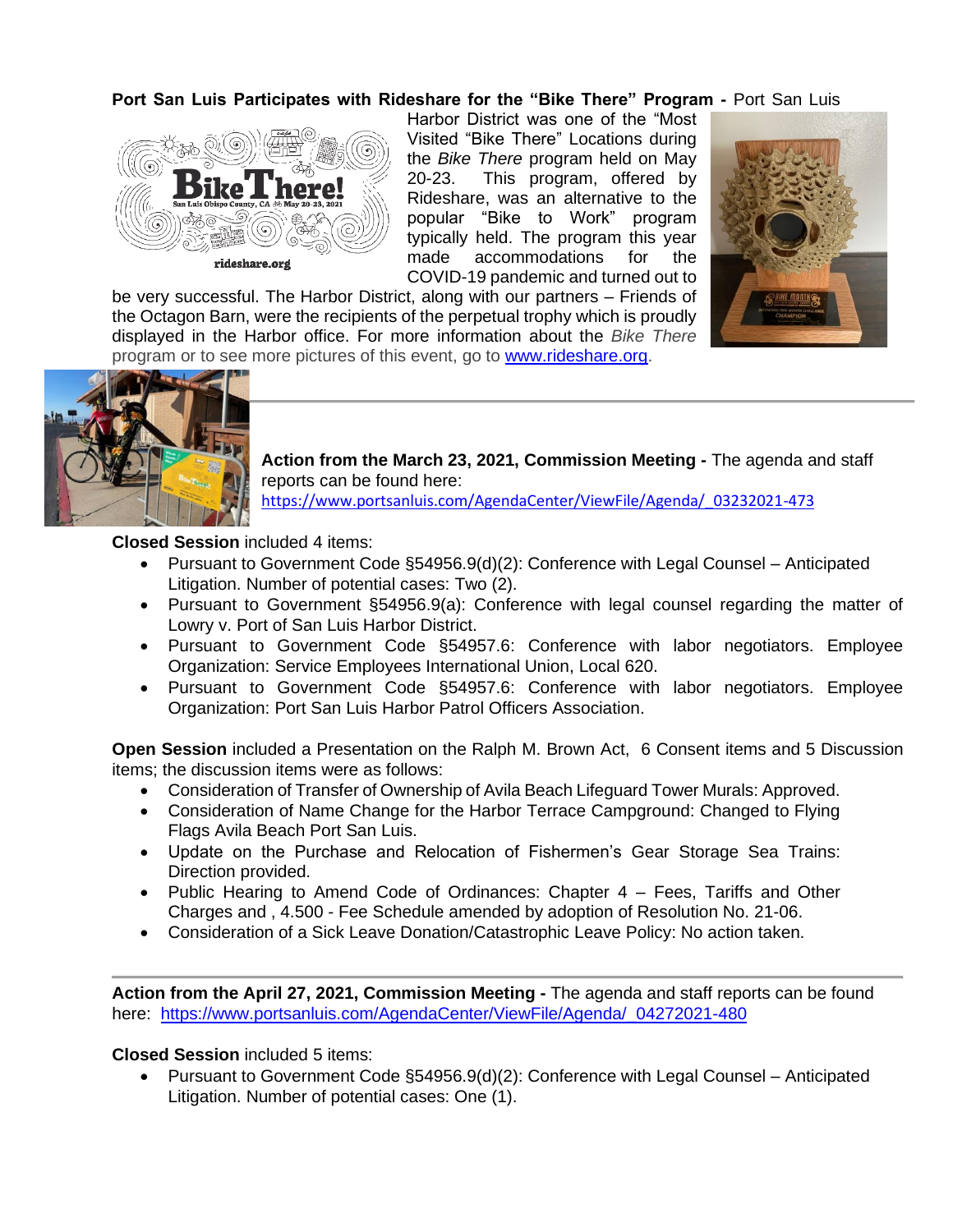**Port San Luis Participates with Rideshare for the "Bike There" Program -** Port San Luis Harbor District was one of the "Most Visited "Bike There" Locations during the *Bike There* program held on May 20-23. This program, offered by Rideshare, was an alternative to the popular "Bike to Work" program typically held. The program this year made accommodations for the COVID-19 pandemic and turned out to be very successful. The Harbor District, along with our partners – Friends of the Octagon Barn, were the recipients of the perpetual trophy which is proudly displayed in the Harbor office. For more information about the *Bike There* program or to see more pictures of this event, go to [www.rideshare.org](http://www.rideshare.org).

---

**Action from the March 23, 2021, Commission Meeting -** The agenda and staff reports can be found here: [https://www.portsanluis.com/AgendaCenter/ViewFile/Agenda/_03232021-473](https://www.portsanluis.com/AgendaCenter/ViewFile/Agenda/_03232021-473)

**Closed Session** included 4 items:

- Pursuant to Government Code §54956.9(d)(2): Conference with Legal Counsel – Anticipated Litigation. Number of potential cases: Two (2).
- Pursuant to Government §54956.9(a): Conference with legal counsel regarding the matter of Lowry v. Port of San Luis Harbor District.
- Pursuant to Government Code §54957.6: Conference with labor negotiators. Employee Organization: Service Employees International Union, Local 620.
- Pursuant to Government Code §54957.6: Conference with labor negotiators. Employee Organization: Port San Luis Harbor Patrol Officers Association.

**Open Session** included a Presentation on the Ralph M. Brown Act, 6 Consent items and 5 Discussion items; the discussion items were as follows:

- Consideration of Transfer of Ownership of Avila Beach Lifeguard Tower Murals: Approved.
- Consideration of Name Change for the Harbor Terrace Campground: Changed to Flying Flags Avila Beach Port San Luis.
- Update on the Purchase and Relocation of Fishermen's Gear Storage Sea Trains: Direction provided.
- Public Hearing to Amend Code of Ordinances: Chapter 4 – Fees, Tariffs and Other Charges and , 4.500 - Fee Schedule amended by adoption of Resolution No. 21-06.
- Consideration of a Sick Leave Donation/Catastrophic Leave Policy: No action taken.

---

**Action from the April 27, 2021, Commission Meeting -** The agenda and staff reports can be found here: [https://www.portsanluis.com/AgendaCenter/ViewFile/Agenda/_04272021-480](https://www.portsanluis.com/AgendaCenter/ViewFile/Agenda/_04272021-480)

**Closed Session** included 5 items:

- Pursuant to Government Code §54956.9(d)(2): Conference with Legal Counsel – Anticipated Litigation. Number of potential cases: One (1).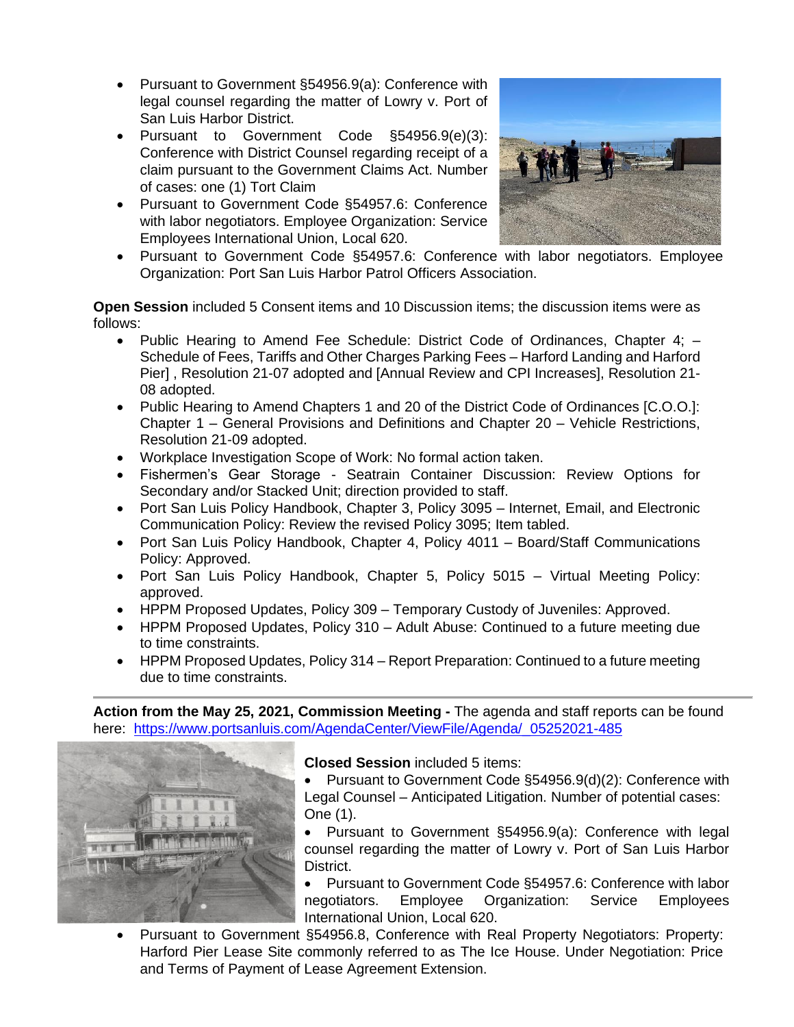- Pursuant to Government §54956.9(a): Conference with legal counsel regarding the matter of Lowry v. Port of San Luis Harbor District.
- Pursuant to Government Code §54956.9(e)(3): Conference with District Counsel regarding receipt of a claim pursuant to the Government Claims Act. Number of cases: one (1) Tort Claim
- Pursuant to Government Code §54957.6: Conference with labor negotiators. Employee Organization: Service Employees International Union, Local 620.
- Pursuant to Government Code §54957.6: Conference with labor negotiators. Employee Organization: Port San Luis Harbor Patrol Officers Association.

**Open Session** included 5 Consent items and 10 Discussion items; the discussion items were as follows:

- Public Hearing to Amend Fee Schedule: District Code of Ordinances, Chapter 4; – Schedule of Fees, Tariffs and Other Charges Parking Fees – Harford Landing and Harford Pier] , Resolution 21-07 adopted and [Annual Review and CPI Increases], Resolution 21-08 adopted.
- Public Hearing to Amend Chapters 1 and 20 of the District Code of Ordinances [C.O.O.]: Chapter 1 – General Provisions and Definitions and Chapter 20 – Vehicle Restrictions, Resolution 21-09 adopted.
- Workplace Investigation Scope of Work: No formal action taken.
- Fishermen's Gear Storage - Seatrain Container Discussion: Review Options for Secondary and/or Stacked Unit; direction provided to staff.
- Port San Luis Policy Handbook, Chapter 3, Policy 3095 – Internet, Email, and Electronic Communication Policy: Review the revised Policy 3095; Item tabled.
- Port San Luis Policy Handbook, Chapter 4, Policy 4011 – Board/Staff Communications Policy: Approved.
- Port San Luis Policy Handbook, Chapter 5, Policy 5015 – Virtual Meeting Policy: approved.
- HPPM Proposed Updates, Policy 309 – Temporary Custody of Juveniles: Approved.
- HPPM Proposed Updates, Policy 310 – Adult Abuse: Continued to a future meeting due to time constraints.
- HPPM Proposed Updates, Policy 314 – Report Preparation: Continued to a future meeting due to time constraints.

---

**Action from the May 25, 2021, Commission Meeting -** The agenda and staff reports can be found here: https://www.portsanluis.com/AgendaCenter/ViewFile/Agenda/_05252021-485

**Closed Session** included 5 items:

- Pursuant to Government Code §54956.9(d)(2): Conference with Legal Counsel – Anticipated Litigation. Number of potential cases: One (1).
- Pursuant to Government §54956.9(a): Conference with legal counsel regarding the matter of Lowry v. Port of San Luis Harbor District.
- Pursuant to Government Code §54957.6: Conference with labor negotiators. Employee Organization: Service Employees International Union, Local 620.
- Pursuant to Government §54956.8, Conference with Real Property Negotiators: Property: Harford Pier Lease Site commonly referred to as The Ice House. Under Negotiation: Price and Terms of Payment of Lease Agreement Extension.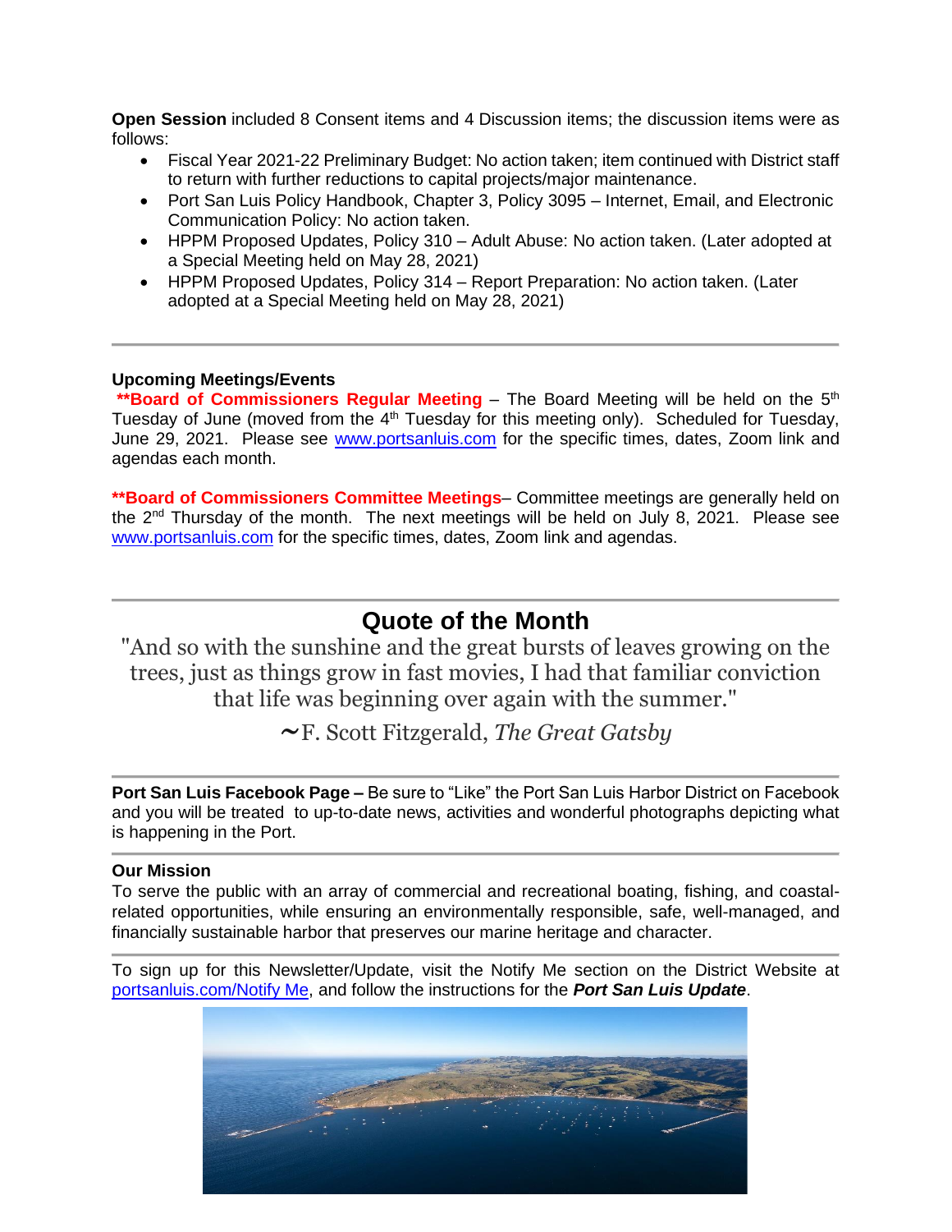**Open Session** included 8 Consent items and 4 Discussion items; the discussion items were as follows:

- Fiscal Year 2021-22 Preliminary Budget: No action taken; item continued with District staff to return with further reductions to capital projects/major maintenance.
- Port San Luis Policy Handbook, Chapter 3, Policy 3095 – Internet, Email, and Electronic Communication Policy: No action taken.
- HPPM Proposed Updates, Policy 310 – Adult Abuse: No action taken. (Later adopted at a Special Meeting held on May 28, 2021)
- HPPM Proposed Updates, Policy 314 – Report Preparation: No action taken. (Later adopted at a Special Meeting held on May 28, 2021)

---

**Upcoming Meetings/Events**

**\*\*Board of Commissioners Regular Meeting** – The Board Meeting will be held on the 5th Tuesday of June (moved from the 4th Tuesday for this meeting only). Scheduled for Tuesday, June 29, 2021. Please see www.portsanluis.com for the specific times, dates, Zoom link and agendas each month.

**\*\*Board of Commissioners Committee Meetings**– Committee meetings are generally held on the 2nd Thursday of the month. The next meetings will be held on July 8, 2021. Please see www.portsanluis.com for the specific times, dates, Zoom link and agendas.

---

## Quote of the Month

"And so with the sunshine and the great bursts of leaves growing on the trees, just as things grow in fast movies, I had that familiar conviction that life was beginning over again with the summer."

~F. Scott Fitzgerald, *The Great Gatsby*

---

**Port San Luis Facebook Page –** Be sure to "Like" the Port San Luis Harbor District on Facebook and you will be treated to up-to-date news, activities and wonderful photographs depicting what is happening in the Port.

---

**Our Mission**

To serve the public with an array of commercial and recreational boating, fishing, and coastal-related opportunities, while ensuring an environmentally responsible, safe, well-managed, and financially sustainable harbor that preserves our marine heritage and character.

---

To sign up for this Newsletter/Update, visit the Notify Me section on the District Website at portsanluis.com/Notify Me, and follow the instructions for the ***Port San Luis Update***.